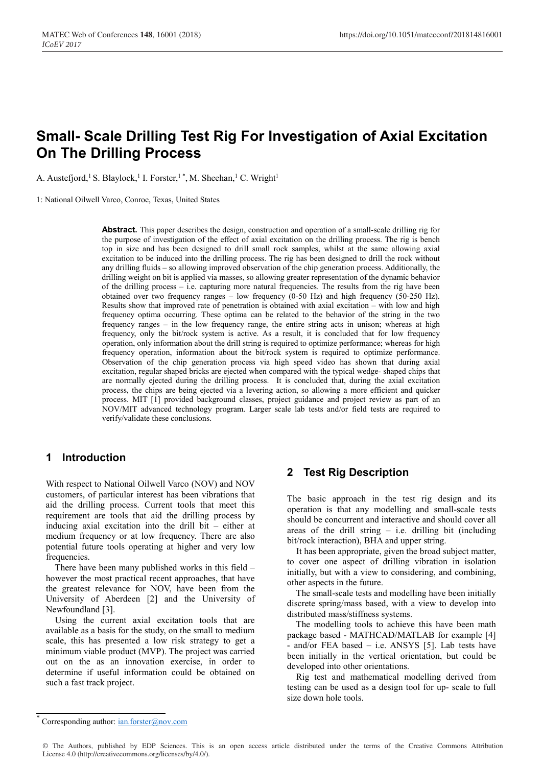# Small- Scale Drilling Test Rig For Investigation of Axial Excitation On The Drilling Process

A. Austefjord,[1] S. Blaylock,[1] I. Forster,[1 *], M. Sheehan,[1] C. Wright[1]

1: National Oilwell Varco, Conroe, Texas, United States

**Abstract.** This paper describes the design, construction and operation of a small-scale drilling rig for the purpose of investigation of the effect of axial excitation on the drilling process. The rig is bench top in size and has been designed to drill small rock samples, whilst at the same allowing axial excitation to be induced into the drilling process. The rig has been designed to drill the rock without any drilling fluids – so allowing improved observation of the chip generation process. Additionally, the drilling weight on bit is applied via masses, so allowing greater representation of the dynamic behavior of the drilling process – i.e. capturing more natural frequencies. The results from the rig have been obtained over two frequency ranges – low frequency (0-50 Hz) and high frequency (50-250 Hz). Results show that improved rate of penetration is obtained with axial excitation – with low and high frequency optima occurring. These optima can be related to the behavior of the string in the two frequency ranges – in the low frequency range, the entire string acts in unison; whereas at high frequency, only the bit/rock system is active. As a result, it is concluded that for low frequency operation, only information about the drill string is required to optimize performance; whereas for high frequency operation, information about the bit/rock system is required to optimize performance. Observation of the chip generation process via high speed video has shown that during axial excitation, regular shaped bricks are ejected when compared with the typical wedge- shaped chips that are normally ejected during the drilling process. It is concluded that, during the axial excitation process, the chips are being ejected via a levering action, so allowing a more efficient and quicker process. MIT [1] provided background classes, project guidance and project review as part of an NOV/MIT advanced technology program. Larger scale lab tests and/or field tests are required to verify/validate these conclusions.

## 1 Introduction

With respect to National Oilwell Varco (NOV) and NOV customers, of particular interest has been vibrations that aid the drilling process. Current tools that meet this requirement are tools that aid the drilling process by inducing axial excitation into the drill bit – either at medium frequency or at low frequency. There are also potential future tools operating at higher and very low frequencies.

There have been many published works in this field – however the most practical recent approaches, that have the greatest relevance for NOV, have been from the University of Aberdeen [2] and the University of Newfoundland [3].

Using the current axial excitation tools that are available as a basis for the study, on the small to medium scale, this has presented a low risk strategy to get a minimum viable product (MVP). The project was carried out on the as an innovation exercise, in order to determine if useful information could be obtained on such a fast track project.

## 2 Test Rig Description

The basic approach in the test rig design and its operation is that any modelling and small-scale tests should be concurrent and interactive and should cover all areas of the drill string – i.e. drilling bit (including bit/rock interaction), BHA and upper string.

It has been appropriate, given the broad subject matter, to cover one aspect of drilling vibration in isolation initially, but with a view to considering, and combining, other aspects in the future.

The small-scale tests and modelling have been initially discrete spring/mass based, with a view to develop into distributed mass/stiffness systems.

The modelling tools to achieve this have been math package based - MATHCAD/MATLAB for example [4] - and/or FEA based – i.e. ANSYS [5]. Lab tests have been initially in the vertical orientation, but could be developed into other orientations.

Rig test and mathematical modelling derived from testing can be used as a design tool for up- scale to full size down hole tools.

* Corresponding author: ian.forster@nov.com

© The Authors, published by EDP Sciences. This is an open access article distributed under the terms of the Creative Commons Attribution License 4.0 (http://creativecommons.org/licenses/by/4.0/).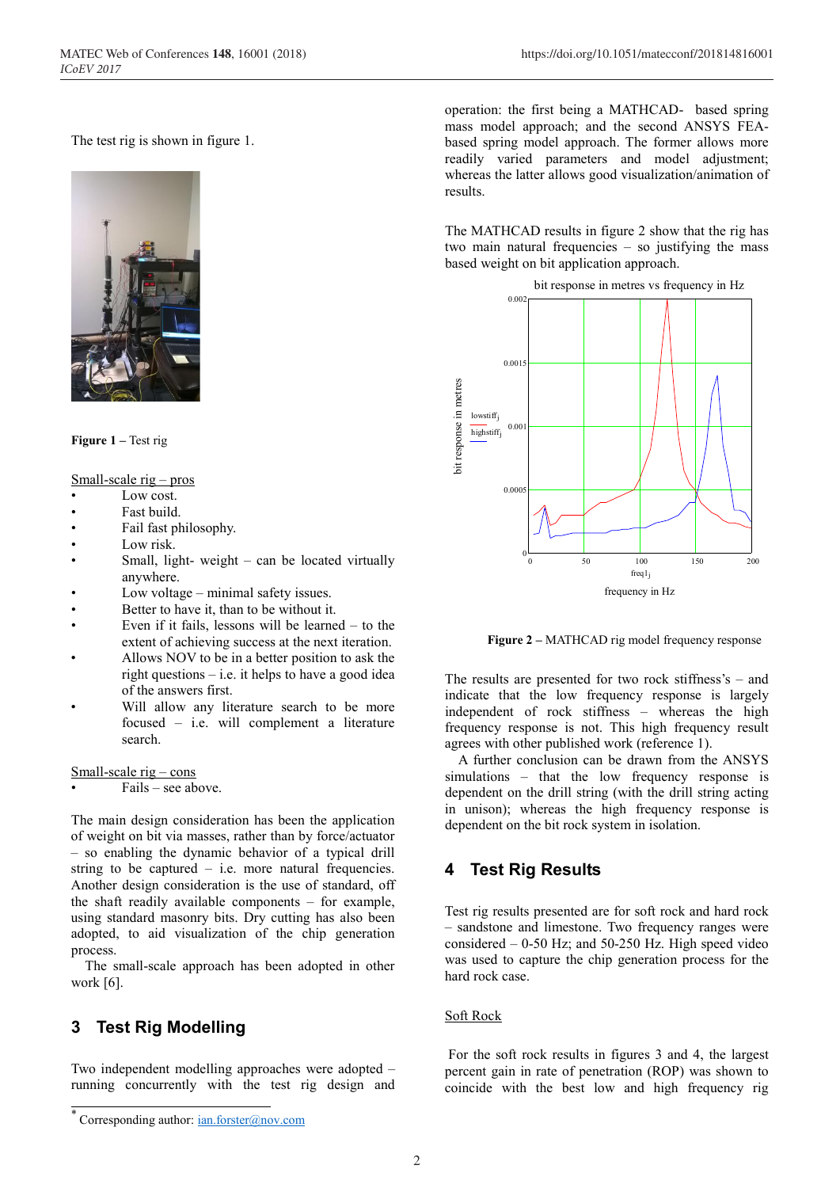The test rig is shown in figure 1.

**Figure 1 –** Test rig

Small-scale rig – pros

- Low cost.
- Fast build.
- Fail fast philosophy.
- Low risk.
- Small, light- weight – can be located virtually anywhere.
- Low voltage – minimal safety issues.
- Better to have it, than to be without it.
- Even if it fails, lessons will be learned – to the extent of achieving success at the next iteration.
- Allows NOV to be in a better position to ask the right questions – i.e. it helps to have a good idea of the answers first.
- Will allow any literature search to be more focused – i.e. will complement a literature search.

Small-scale rig – cons

- Fails – see above.

The main design consideration has been the application of weight on bit via masses, rather than by force/actuator – so enabling the dynamic behavior of a typical drill string to be captured – i.e. more natural frequencies. Another design consideration is the use of standard, off the shaft readily available components – for example, using standard masonry bits. Dry cutting has also been adopted, to aid visualization of the chip generation process.

The small-scale approach has been adopted in other work [6].

## 3 Test Rig Modelling

Two independent modelling approaches were adopted – running concurrently with the test rig design and operation: the first being a MATHCAD- based spring mass model approach; and the second ANSYS FEA-based spring model approach. The former allows more readily varied parameters and model adjustment; whereas the latter allows good visualization/animation of results.

The MATHCAD results in figure 2 show that the rig has two main natural frequencies – so justifying the mass based weight on bit application approach.

**Figure 2 –** MATHCAD rig model frequency response

The results are presented for two rock stiffness's – and indicate that the low frequency response is largely independent of rock stiffness – whereas the high frequency response is not. This high frequency result agrees with other published work (reference 1).

A further conclusion can be drawn from the ANSYS simulations – that the low frequency response is dependent on the drill string (with the drill string acting in unison); whereas the high frequency response is dependent on the bit rock system in isolation.

## 4 Test Rig Results

Test rig results presented are for soft rock and hard rock – sandstone and limestone. Two frequency ranges were considered – 0-50 Hz; and 50-250 Hz. High speed video was used to capture the chip generation process for the hard rock case.

Soft Rock

For the soft rock results in figures 3 and 4, the largest percent gain in rate of penetration (ROP) was shown to coincide with the best low and high frequency rig

* Corresponding author: ian.forster@nov.com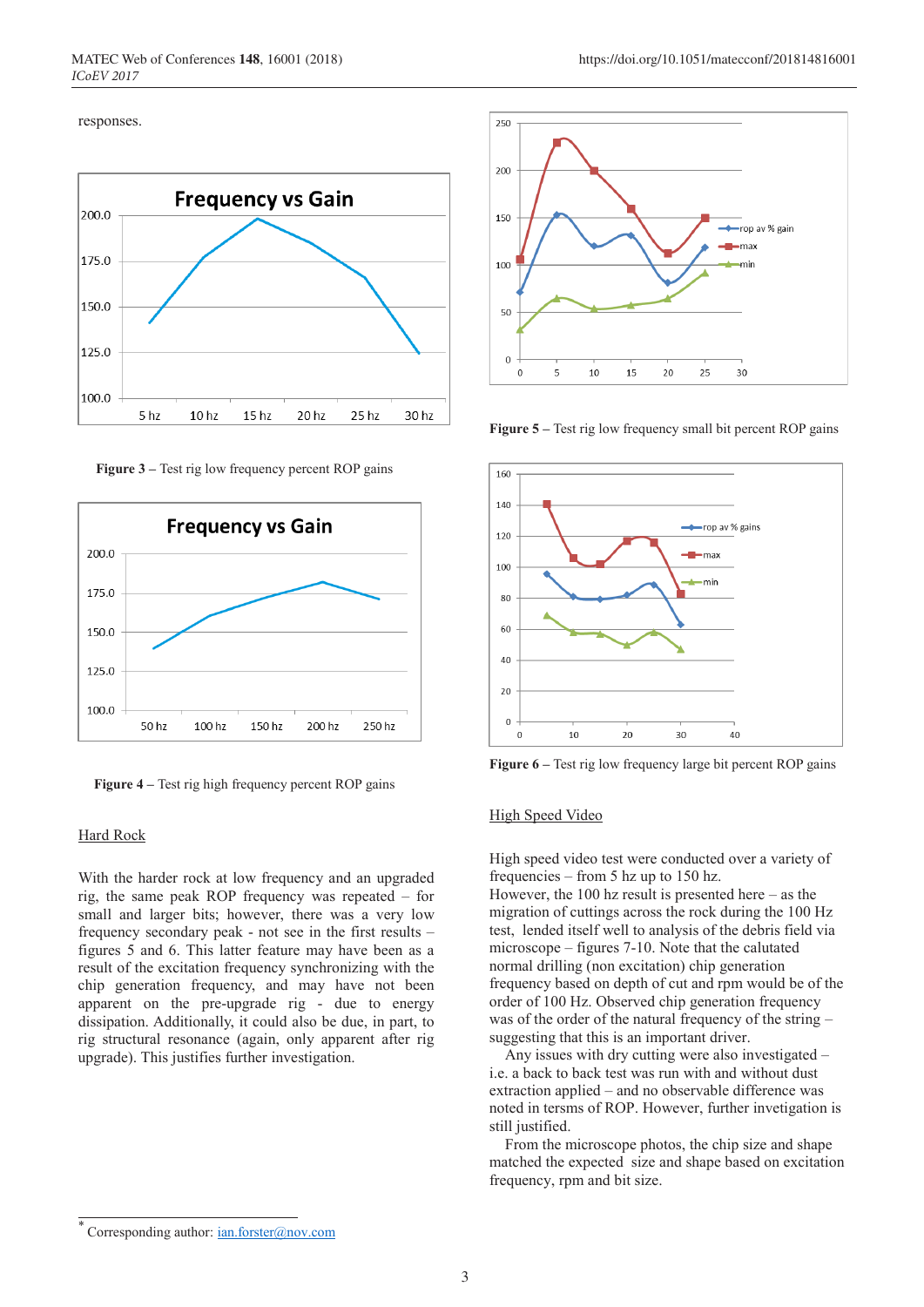responses.

Figure 3 – Test rig low frequency percent ROP gains

Figure 4 – Test rig high frequency percent ROP gains

## Hard Rock

With the harder rock at low frequency and an upgraded rig, the same peak ROP frequency was repeated – for small and larger bits; however, there was a very low frequency secondary peak - not see in the first results – figures 5 and 6. This latter feature may have been as a result of the excitation frequency synchronizing with the chip generation frequency, and may have not been apparent on the pre-upgrade rig - due to energy dissipation. Additionally, it could also be due, in part, to rig structural resonance (again, only apparent after rig upgrade). This justifies further investigation.

Figure 5 – Test rig low frequency small bit percent ROP gains

Figure 6 – Test rig low frequency large bit percent ROP gains

## High Speed Video

High speed video test were conducted over a variety of frequencies – from 5 hz up to 150 hz.
However, the 100 hz result is presented here – as the migration of cuttings across the rock during the 100 Hz test, lended itself well to analysis of the debris field via microscope – figures 7-10. Note that the calutated normal drilling (non excitation) chip generation frequency based on depth of cut and rpm would be of the order of 100 Hz. Observed chip generation frequency was of the order of the natural frequency of the string – suggesting that this is an important driver.

Any issues with dry cutting were also investigated – i.e. a back to back test was run with and without dust extraction applied – and no observable difference was noted in tersms of ROP. However, further investigation is still justified.

From the microscope photos, the chip size and shape matched the expected size and shape based on excitation frequency, rpm and bit size.

* Corresponding author: ian.forster@nov.com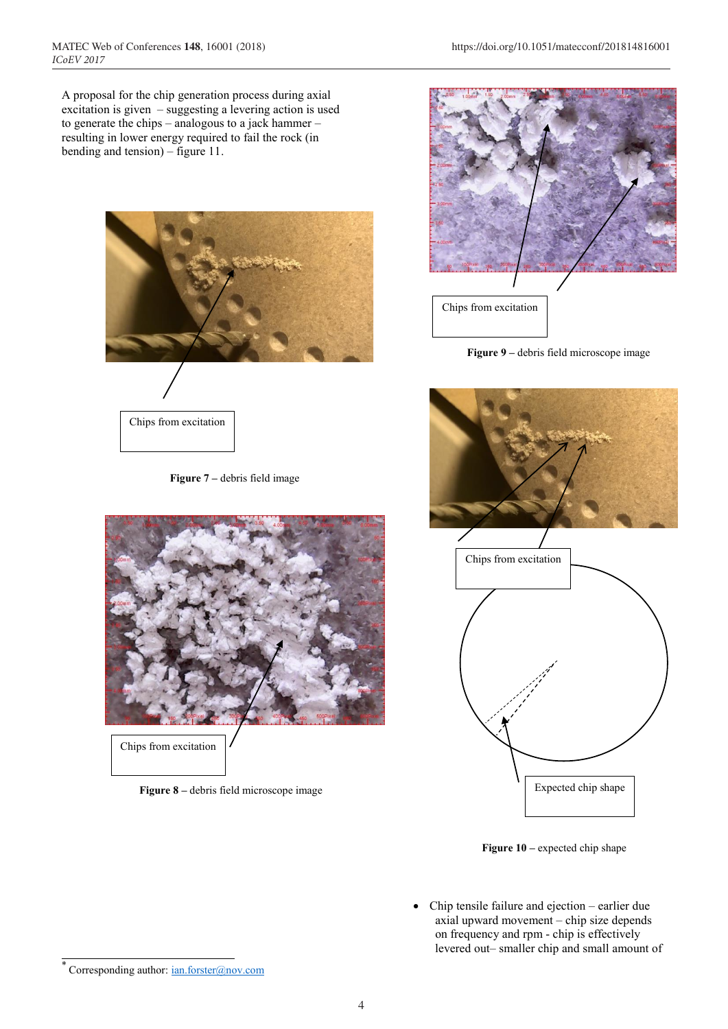A proposal for the chip generation process during axial excitation is given – suggesting a levering action is used to generate the chips – analogous to a jack hammer – resulting in lower energy required to fail the rock (in bending and tension) – figure 11.

Chips from excitation

**Figure 7 –** debris field image

Chips from excitation

**Figure 8 –** debris field microscope image

Chips from excitation

**Figure 9 –** debris field microscope image

Chips from excitation

Expected chip shape

**Figure 10 –** expected chip shape

- Chip tensile failure and ejection – earlier due axial upward movement – chip size depends on frequency and rpm - chip is effectively levered out– smaller chip and small amount of

---

[*] Corresponding author: ian.forster@nov.com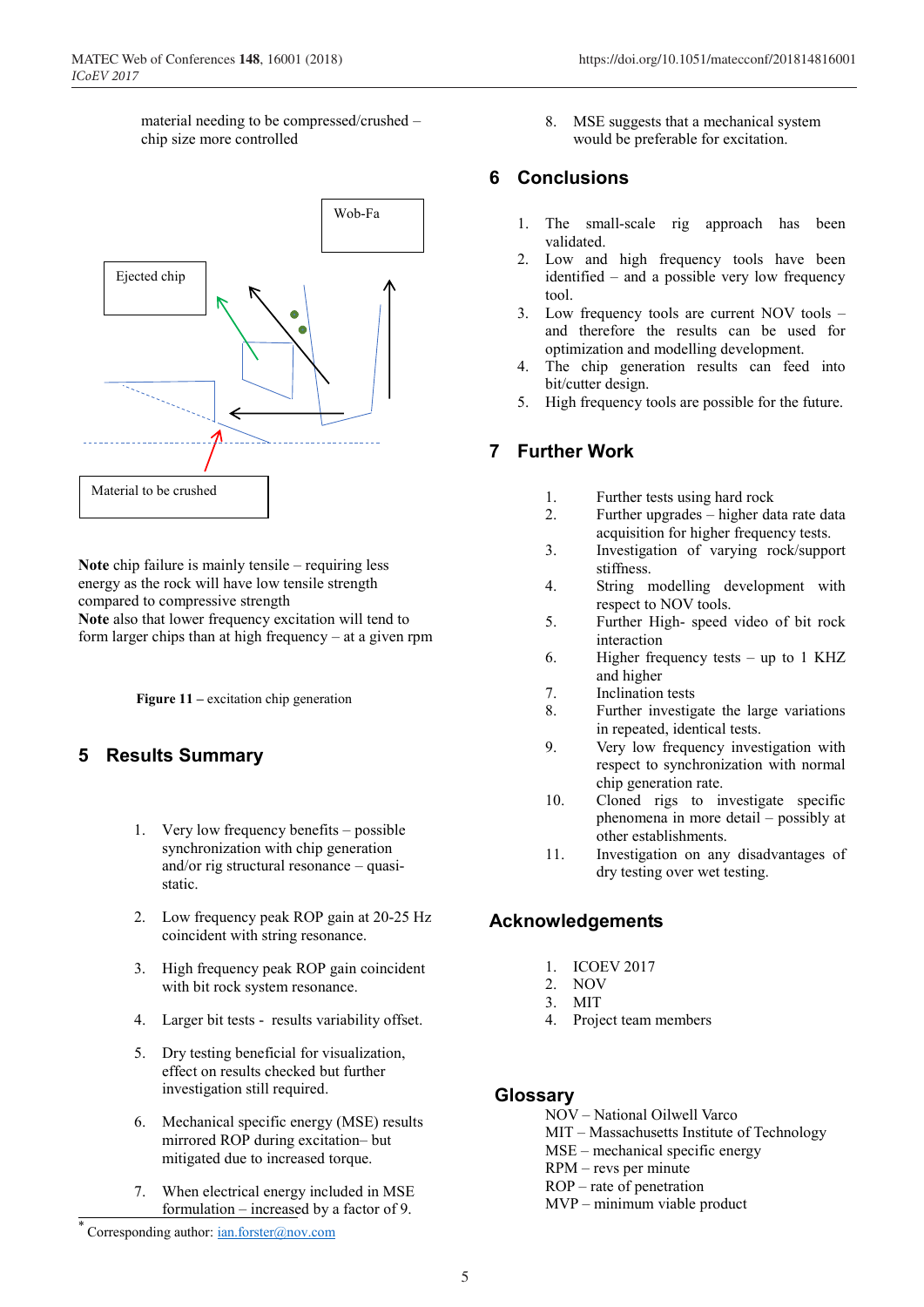material needing to be compressed/crushed – chip size more controlled

Wob-Fa

Ejected chip

Material to be crushed

**Note** chip failure is mainly tensile – requiring less energy as the rock will have low tensile strength compared to compressive strength
**Note** also that lower frequency excitation will tend to form larger chips than at high frequency – at a given rpm

**Figure 11 –** excitation chip generation

## 5 Results Summary

1. Very low frequency benefits – possible synchronization with chip generation and/or rig structural resonance – quasi-static.

2. Low frequency peak ROP gain at 20-25 Hz coincident with string resonance.

3. High frequency peak ROP gain coincident with bit rock system resonance.

4. Larger bit tests - results variability offset.

5. Dry testing beneficial for visualization, effect on results checked but further investigation still required.

6. Mechanical specific energy (MSE) results mirrored ROP during excitation– but mitigated due to increased torque.

7. When electrical energy included in MSE formulation – increased by a factor of 9.

8. MSE suggests that a mechanical system would be preferable for excitation.

## 6 Conclusions

1. The small-scale rig approach has been validated.
2. Low and high frequency tools have been identified – and a possible very low frequency tool.
3. Low frequency tools are current NOV tools – and therefore the results can be used for optimization and modelling development.
4. The chip generation results can feed into bit/cutter design.
5. High frequency tools are possible for the future.

## 7 Further Work

1. Further tests using hard rock
2. Further upgrades – higher data rate data acquisition for higher frequency tests.
3. Investigation of varying rock/support stiffness.
4. String modelling development with respect to NOV tools.
5. Further High- speed video of bit rock interaction
6. Higher frequency tests – up to 1 KHZ and higher
7. Inclination tests
8. Further investigate the large variations in repeated, identical tests.
9. Very low frequency investigation with respect to synchronization with normal chip generation rate.
10. Cloned rigs to investigate specific phenomena in more detail – possibly at other establishments.
11. Investigation on any disadvantages of dry testing over wet testing.

## Acknowledgements

1. ICOEV 2017
2. NOV
3. MIT
4. Project team members

## Glossary

NOV – National Oilwell Varco
MIT – Massachusetts Institute of Technology
MSE – mechanical specific energy
RPM – revs per minute
ROP – rate of penetration
MVP – minimum viable product

* Corresponding author: ian.forster@nov.com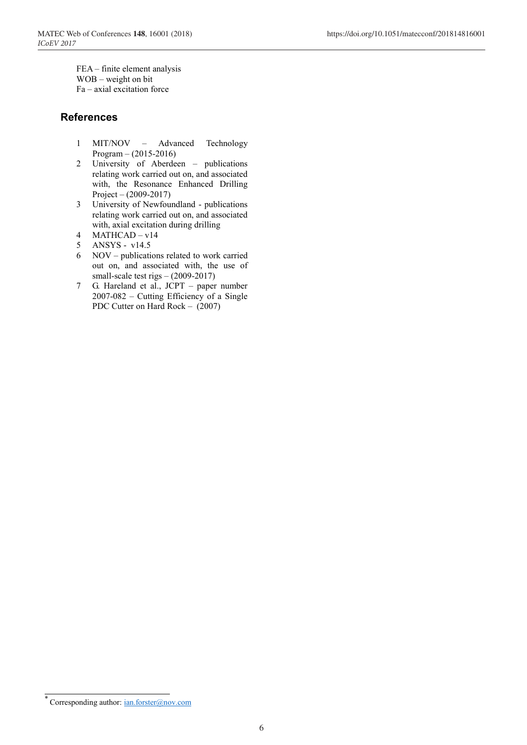FEA – finite element analysis
WOB – weight on bit
Fa – axial excitation force

## References

1. MIT/NOV – Advanced Technology Program – (2015-2016)
2. University of Aberdeen – publications relating work carried out on, and associated with, the Resonance Enhanced Drilling Project – (2009-2017)
3. University of Newfoundland - publications relating work carried out on, and associated with, axial excitation during drilling
4. MATHCAD – v14
5. ANSYS - v14.5
6. NOV – publications related to work carried out on, and associated with, the use of small-scale test rigs – (2009-2017)
7. G. Hareland et al., JCPT – paper number 2007-082 – Cutting Efficiency of a Single PDC Cutter on Hard Rock – (2007)

* Corresponding author: ian.forster@nov.com